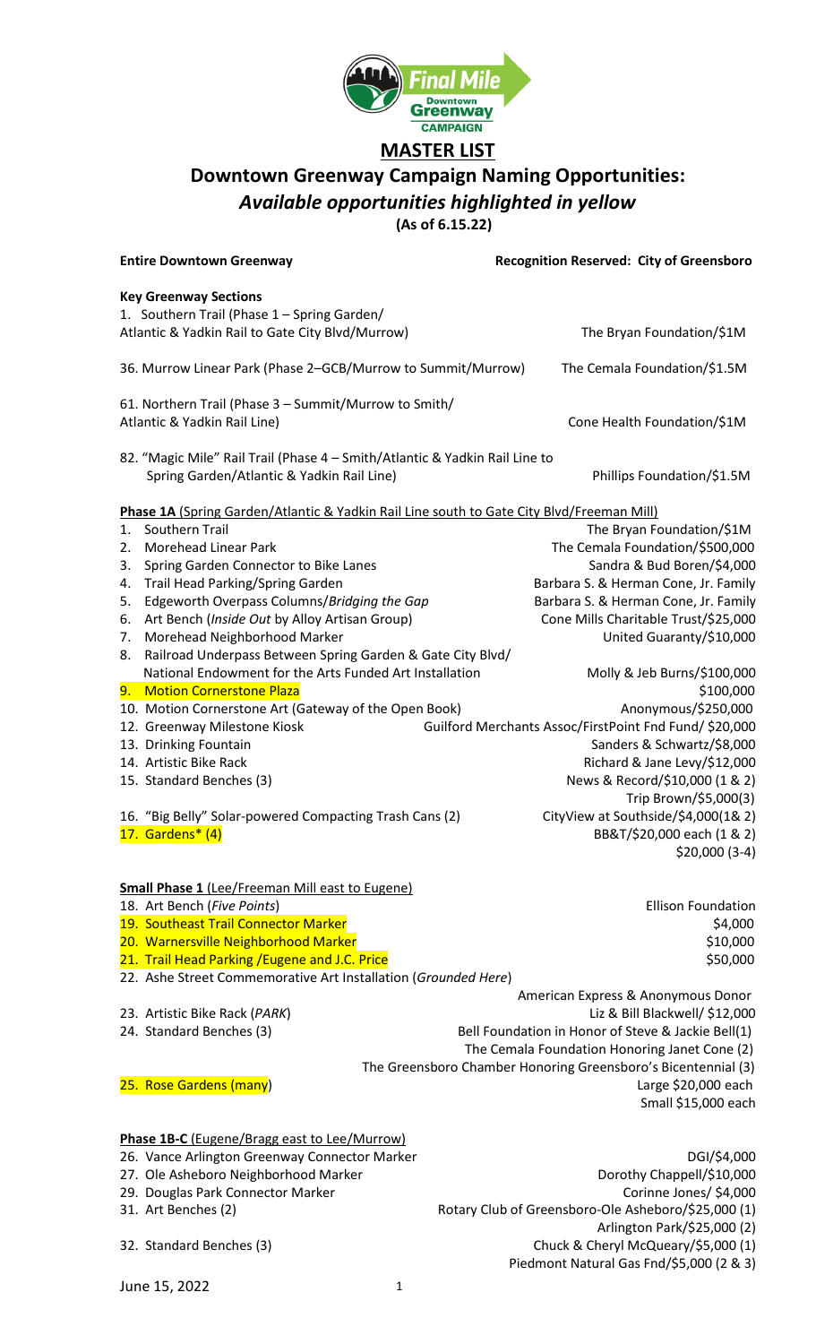# MASTER LIST

## Downtown Greenway Campaign Naming Opportunities:

### *Available opportunities highlighted in yellow*

**(As of 6.15.22)**

**Entire Downtown Greenway** — **Recognition Reserved: City of Greensboro**

**Key Greenway Sections**

| Section | Recognition |
|---|---|
| 1. Southern Trail (Phase 1 – Spring Garden/ Atlantic & Yadkin Rail to Gate City Blvd/Murrow) | The Bryan Foundation/$1M |
| 36. Murrow Linear Park (Phase 2–GCB/Murrow to Summit/Murrow) | The Cemala Foundation/$1.5M |
| 61. Northern Trail (Phase 3 – Summit/Murrow to Smith/ Atlantic & Yadkin Rail Line) | Cone Health Foundation/$1M |
| 82. "Magic Mile" Rail Trail (Phase 4 – Smith/Atlantic & Yadkin Rail Line to Spring Garden/Atlantic & Yadkin Rail Line) | Phillips Foundation/$1.5M |

**Phase 1A** (Spring Garden/Atlantic & Yadkin Rail Line south to Gate City Blvd/Freeman Mill)

| Opportunity | Recognition |
|---|---|
| 1. Southern Trail | The Bryan Foundation/$1M |
| 2. Morehead Linear Park | The Cemala Foundation/$500,000 |
| 3. Spring Garden Connector to Bike Lanes | Sandra & Bud Boren/$4,000 |
| 4. Trail Head Parking/Spring Garden | Barbara S. & Herman Cone, Jr. Family |
| 5. Edgeworth Overpass Columns/*Bridging the Gap* | Barbara S. & Herman Cone, Jr. Family |
| 6. Art Bench (*Inside Out* by Alloy Artisan Group) | Cone Mills Charitable Trust/$25,000 |
| 7. Morehead Neighborhood Marker | United Guaranty/$10,000 |
| 8. Railroad Underpass Between Spring Garden & Gate City Blvd/ National Endowment for the Arts Funded Art Installation | Molly & Jeb Burns/$100,000 |
| 9. Motion Cornerstone Plaza | $100,000 |
| 10. Motion Cornerstone Art (Gateway of the Open Book) | Anonymous/$250,000 |
| 12. Greenway Milestone Kiosk | Guilford Merchants Assoc/FirstPoint Fnd Fund/ $20,000 |
| 13. Drinking Fountain | Sanders & Schwartz/$8,000 |
| 14. Artistic Bike Rack | Richard & Jane Levy/$12,000 |
| 15. Standard Benches (3) | News & Record/$10,000 (1 & 2)<br>Trip Brown/$5,000(3) |
| 16. "Big Belly" Solar-powered Compacting Trash Cans (2) | CityView at Southside/$4,000(1& 2) |
| 17. Gardens* (4) | BB&T/$20,000 each (1 & 2)<br>$20,000 (3-4) |

**Small Phase 1** (Lee/Freeman Mill east to Eugene)

| Opportunity | Recognition |
|---|---|
| 18. Art Bench (*Five Points*) | Ellison Foundation |
| 19. Southeast Trail Connector Marker | $4,000 |
| 20. Warnersville Neighborhood Marker | $10,000 |
| 21. Trail Head Parking /Eugene and J.C. Price | $50,000 |
| 22. Ashe Street Commemorative Art Installation (*Grounded Here*) | American Express & Anonymous Donor |
| 23. Artistic Bike Rack (*PARK*) | Liz & Bill Blackwell/ $12,000 |
| 24. Standard Benches (3) | Bell Foundation in Honor of Steve & Jackie Bell(1)<br>The Cemala Foundation Honoring Janet Cone (2)<br>The Greensboro Chamber Honoring Greensboro's Bicentennial (3) |
| 25. Rose Gardens (many) | Large $20,000 each<br>Small $15,000 each |

**Phase 1B-C** (Eugene/Bragg east to Lee/Murrow)

| Opportunity | Recognition |
|---|---|
| 26. Vance Arlington Greenway Connector Marker | DGI/$4,000 |
| 27. Ole Asheboro Neighborhood Marker | Dorothy Chappell/$10,000 |
| 29. Douglas Park Connector Marker | Corinne Jones/ $4,000 |
| 31. Art Benches (2) | Rotary Club of Greensboro-Ole Asheboro/$25,000 (1)<br>Arlington Park/$25,000 (2) |
| 32. Standard Benches (3) | Chuck & Cheryl McQueary/$5,000 (1)<br>Piedmont Natural Gas Fnd/$5,000 (2 & 3) |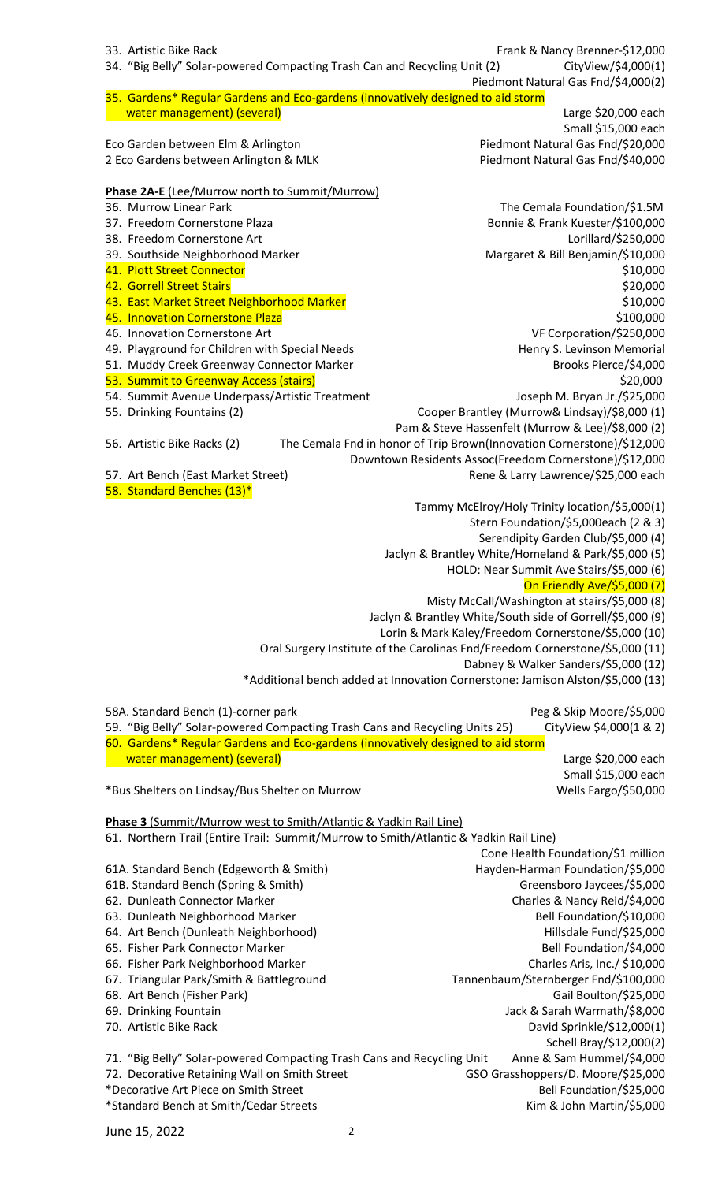33. Artistic Bike Rack — Frank & Nancy Brenner-$12,000
34. "Big Belly" Solar-powered Compacting Trash Can and Recycling Unit (2) — CityView/$4,000(1); Piedmont Natural Gas Fnd/$4,000(2)
35. Gardens* Regular Gardens and Eco-gardens (innovatively designed to aid storm water management) (several) — Large $20,000 each; Small $15,000 each

Eco Garden between Elm & Arlington — Piedmont Natural Gas Fnd/$20,000
2 Eco Gardens between Arlington & MLK — Piedmont Natural Gas Fnd/$40,000

**Phase 2A-E** (Lee/Murrow north to Summit/Murrow)

36. Murrow Linear Park — The Cemala Foundation/$1.5M
37. Freedom Cornerstone Plaza — Bonnie & Frank Kuester/$100,000
38. Freedom Cornerstone Art — Lorillard/$250,000
39. Southside Neighborhood Marker — Margaret & Bill Benjamin/$10,000
41. Plott Street Connector — $10,000
42. Gorrell Street Stairs — $20,000
43. East Market Street Neighborhood Marker — $10,000
45. Innovation Cornerstone Plaza — $100,000
46. Innovation Cornerstone Art — VF Corporation/$250,000
49. Playground for Children with Special Needs — Henry S. Levinson Memorial
51. Muddy Creek Greenway Connector Marker — Brooks Pierce/$4,000
53. Summit to Greenway Access (stairs) — $20,000
54. Summit Avenue Underpass/Artistic Treatment — Joseph M. Bryan Jr./$25,000
55. Drinking Fountains (2) — Cooper Brantley (Murrow& Lindsay)/$8,000 (1); Pam & Steve Hassenfelt (Murrow & Lee)/$8,000 (2)
56. Artistic Bike Racks (2) — The Cemala Fnd in honor of Trip Brown(Innovation Cornerstone)/$12,000; Downtown Residents Assoc(Freedom Cornerstone)/$12,000
57. Art Bench (East Market Street) — Rene & Larry Lawrence/$25,000 each
58. Standard Benches (13)*
    - Tammy McElroy/Holy Trinity location/$5,000(1)
    - Stern Foundation/$5,000each (2 & 3)
    - Serendipity Garden Club/$5,000 (4)
    - Jaclyn & Brantley White/Homeland & Park/$5,000 (5)
    - HOLD: Near Summit Ave Stairs/$5,000 (6)
    - On Friendly Ave/$5,000 (7)
    - Misty McCall/Washington at stairs/$5,000 (8)
    - Jaclyn & Brantley White/South side of Gorrell/$5,000 (9)
    - Lorin & Mark Kaley/Freedom Cornerstone/$5,000 (10)
    - Oral Surgery Institute of the Carolinas Fnd/Freedom Cornerstone/$5,000 (11)
    - Dabney & Walker Sanders/$5,000 (12)
    - *Additional bench added at Innovation Cornerstone: Jamison Alston/$5,000 (13)

58A. Standard Bench (1)-corner park — Peg & Skip Moore/$5,000
59. "Big Belly" Solar-powered Compacting Trash Cans and Recycling Units 25) — CityView $4,000(1 & 2)
60. Gardens* Regular Gardens and Eco-gardens (innovatively designed to aid storm water management) (several) — Large $20,000 each; Small $15,000 each

*Bus Shelters on Lindsay/Bus Shelter on Murrow — Wells Fargo/$50,000

**Phase 3** (Summit/Murrow west to Smith/Atlantic & Yadkin Rail Line)

61. Northern Trail (Entire Trail: Summit/Murrow to Smith/Atlantic & Yadkin Rail Line) — Cone Health Foundation/$1 million
61A. Standard Bench (Edgeworth & Smith) — Hayden-Harman Foundation/$5,000
61B. Standard Bench (Spring & Smith) — Greensboro Jaycees/$5,000
62. Dunleath Connector Marker — Charles & Nancy Reid/$4,000
63. Dunleath Neighborhood Marker — Bell Foundation/$10,000
64. Art Bench (Dunleath Neighborhood) — Hillsdale Fund/$25,000
65. Fisher Park Connector Marker — Bell Foundation/$4,000
66. Fisher Park Neighborhood Marker — Charles Aris, Inc./ $10,000
67. Triangular Park/Smith & Battleground — Tannenbaum/Sternberger Fnd/$100,000
68. Art Bench (Fisher Park) — Gail Boulton/$25,000
69. Drinking Fountain — Jack & Sarah Warmath/$8,000
70. Artistic Bike Rack — David Sprinkle/$12,000(1); Schell Bray/$12,000(2)
71. "Big Belly" Solar-powered Compacting Trash Cans and Recycling Unit — Anne & Sam Hummel/$4,000
72. Decorative Retaining Wall on Smith Street — GSO Grasshoppers/D. Moore/$25,000

*Decorative Art Piece on Smith Street — Bell Foundation/$25,000
*Standard Bench at Smith/Cedar Streets — Kim & John Martin/$5,000

June 15, 2022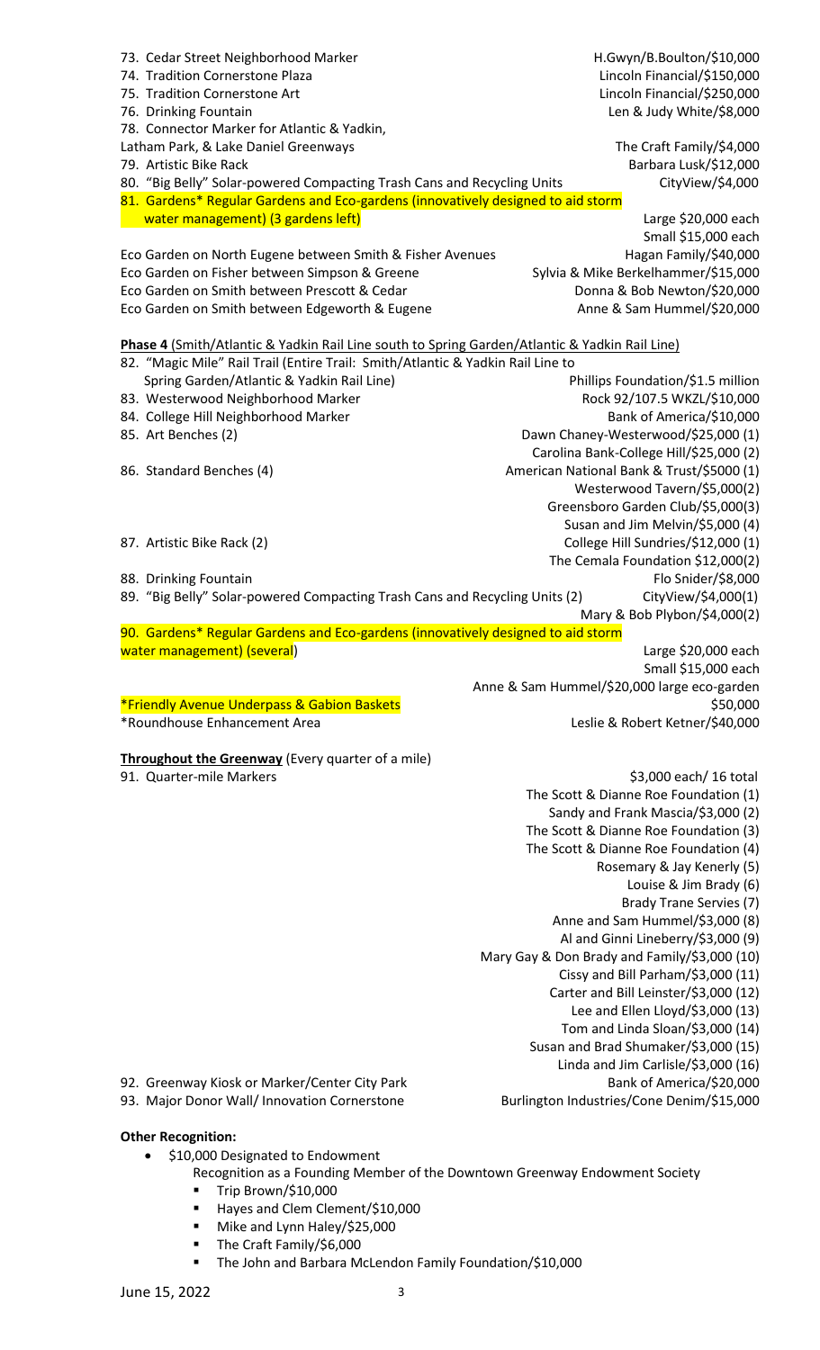73. Cedar Street Neighborhood Marker — H.Gwyn/B.Boulton/$10,000
74. Tradition Cornerstone Plaza — Lincoln Financial/$150,000
75. Tradition Cornerstone Art — Lincoln Financial/$250,000
76. Drinking Fountain — Len & Judy White/$8,000
78. Connector Marker for Atlantic & Yadkin, Latham Park, & Lake Daniel Greenways — The Craft Family/$4,000
79. Artistic Bike Rack — Barbara Lusk/$12,000
80. "Big Belly" Solar-powered Compacting Trash Cans and Recycling Units — CityView/$4,000
81. Gardens* Regular Gardens and Eco-gardens (innovatively designed to aid storm water management) (3 gardens left) — Large $20,000 each; Small $15,000 each

Eco Garden on North Eugene between Smith & Fisher Avenues — Hagan Family/$40,000
Eco Garden on Fisher between Simpson & Greene — Sylvia & Mike Berkelhammer/$15,000
Eco Garden on Smith between Prescott & Cedar — Donna & Bob Newton/$20,000
Eco Garden on Smith between Edgeworth & Eugene — Anne & Sam Hummel/$20,000

**Phase 4** (Smith/Atlantic & Yadkin Rail Line south to Spring Garden/Atlantic & Yadkin Rail Line)

82. "Magic Mile" Rail Trail (Entire Trail: Smith/Atlantic & Yadkin Rail Line to Spring Garden/Atlantic & Yadkin Rail Line) — Phillips Foundation/$1.5 million
83. Westerwood Neighborhood Marker — Rock 92/107.5 WKZL/$10,000
84. College Hill Neighborhood Marker — Bank of America/$10,000
85. Art Benches (2) — Dawn Chaney-Westerwood/$25,000 (1); Carolina Bank-College Hill/$25,000 (2)
86. Standard Benches (4) — American National Bank & Trust/$5000 (1); Westerwood Tavern/$5,000(2); Greensboro Garden Club/$5,000(3); Susan and Jim Melvin/$5,000 (4)
87. Artistic Bike Rack (2) — College Hill Sundries/$12,000 (1); The Cemala Foundation $12,000(2)
88. Drinking Fountain — Flo Snider/$8,000
89. "Big Belly" Solar-powered Compacting Trash Cans and Recycling Units (2) — CityView/$4,000(1); Mary & Bob Plybon/$4,000(2)
90. Gardens* Regular Gardens and Eco-gardens (innovatively designed to aid storm water management) (several) — Large $20,000 each; Small $15,000 each; Anne & Sam Hummel/$20,000 large eco-garden

*Friendly Avenue Underpass & Gabion Baskets — $50,000
*Roundhouse Enhancement Area — Leslie & Robert Ketner/$40,000

**Throughout the Greenway** (Every quarter of a mile)

91. Quarter-mile Markers — $3,000 each/ 16 total
    - The Scott & Dianne Roe Foundation (1)
    - Sandy and Frank Mascia/$3,000 (2)
    - The Scott & Dianne Roe Foundation (3)
    - The Scott & Dianne Roe Foundation (4)
    - Rosemary & Jay Kenerly (5)
    - Louise & Jim Brady (6)
    - Brady Trane Servies (7)
    - Anne and Sam Hummel/$3,000 (8)
    - Al and Ginni Lineberry/$3,000 (9)
    - Mary Gay & Don Brady and Family/$3,000 (10)
    - Cissy and Bill Parham/$3,000 (11)
    - Carter and Bill Leinster/$3,000 (12)
    - Lee and Ellen Lloyd/$3,000 (13)
    - Tom and Linda Sloan/$3,000 (14)
    - Susan and Brad Shumaker/$3,000 (15)
    - Linda and Jim Carlisle/$3,000 (16)
92. Greenway Kiosk or Marker/Center City Park — Bank of America/$20,000
93. Major Donor Wall/ Innovation Cornerstone — Burlington Industries/Cone Denim/$15,000

**Other Recognition:**

- $10,000 Designated to Endowment
  Recognition as a Founding Member of the Downtown Greenway Endowment Society
  - Trip Brown/$10,000
  - Hayes and Clem Clement/$10,000
  - Mike and Lynn Haley/$25,000
  - The Craft Family/$6,000
  - The John and Barbara McLendon Family Foundation/$10,000

June 15, 2022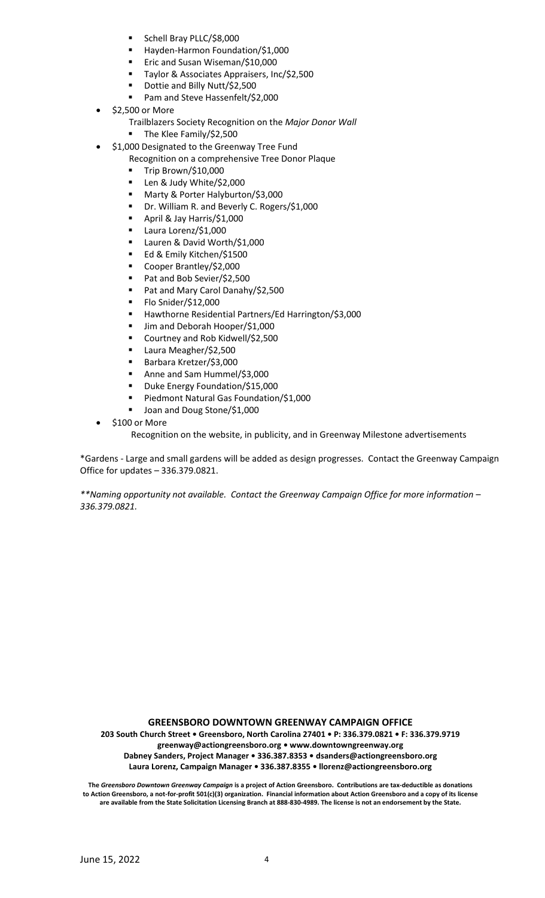- Schell Bray PLLC/$8,000
  - Hayden-Harmon Foundation/$1,000
  - Eric and Susan Wiseman/$10,000
  - Taylor & Associates Appraisers, Inc/$2,500
  - Dottie and Billy Nutt/$2,500
  - Pam and Steve Hassenfelt/$2,000
- $2,500 or More
  Trailblazers Society Recognition on the *Major Donor Wall*
  - The Klee Family/$2,500
- $1,000 Designated to the Greenway Tree Fund
  Recognition on a comprehensive Tree Donor Plaque
  - Trip Brown/$10,000
  - Len & Judy White/$2,000
  - Marty & Porter Halyburton/$3,000
  - Dr. William R. and Beverly C. Rogers/$1,000
  - April & Jay Harris/$1,000
  - Laura Lorenz/$1,000
  - Lauren & David Worth/$1,000
  - Ed & Emily Kitchen/$1500
  - Cooper Brantley/$2,000
  - Pat and Bob Sevier/$2,500
  - Pat and Mary Carol Danahy/$2,500
  - Flo Snider/$12,000
  - Hawthorne Residential Partners/Ed Harrington/$3,000
  - Jim and Deborah Hooper/$1,000
  - Courtney and Rob Kidwell/$2,500
  - Laura Meagher/$2,500
  - Barbara Kretzer/$3,000
  - Anne and Sam Hummel/$3,000
  - Duke Energy Foundation/$15,000
  - Piedmont Natural Gas Foundation/$1,000
  - Joan and Doug Stone/$1,000
- $100 or More
  Recognition on the website, in publicity, and in Greenway Milestone advertisements

*Gardens - Large and small gardens will be added as design progresses. Contact the Greenway Campaign Office for updates – 336.379.0821.

*\*\*Naming opportunity not available. Contact the Greenway Campaign Office for more information – 336.379.0821.*

**GREENSBORO DOWNTOWN GREENWAY CAMPAIGN OFFICE**
**203 South Church Street • Greensboro, North Carolina 27401 • P: 336.379.0821 • F: 336.379.9719**
**greenway@actiongreensboro.org • www.downtowngreenway.org**
**Dabney Sanders, Project Manager • 336.387.8353 • dsanders@actiongreensboro.org**
**Laura Lorenz, Campaign Manager • 336.387.8355 • llorenz@actiongreensboro.org**

**The *Greensboro Downtown Greenway Campaign* is a project of Action Greensboro. Contributions are tax-deductible as donations to Action Greensboro, a not-for-profit 501(c)(3) organization. Financial information about Action Greensboro and a copy of its license are available from the State Solicitation Licensing Branch at 888-830-4989. The license is not an endorsement by the State.**

June 15, 2022